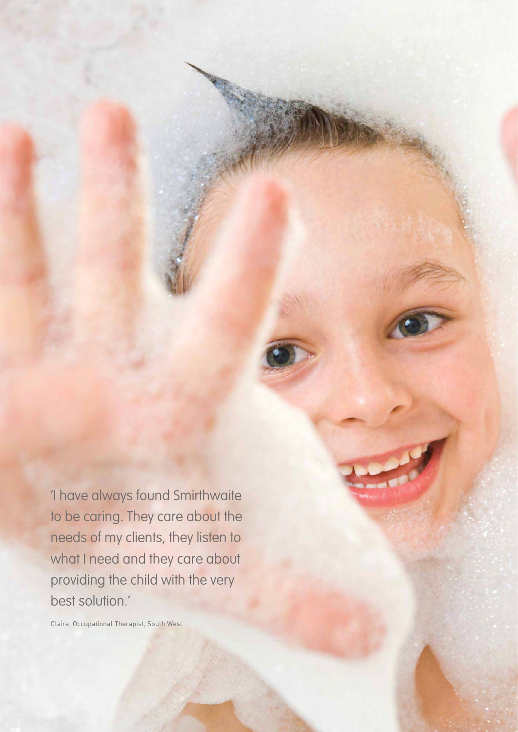'I have always found Smirthwaite to be caring. They care about the needs of my clients, they listen to what I need and they care about providing the child with the very best solution.'

Claire, Occupational Therapist, South West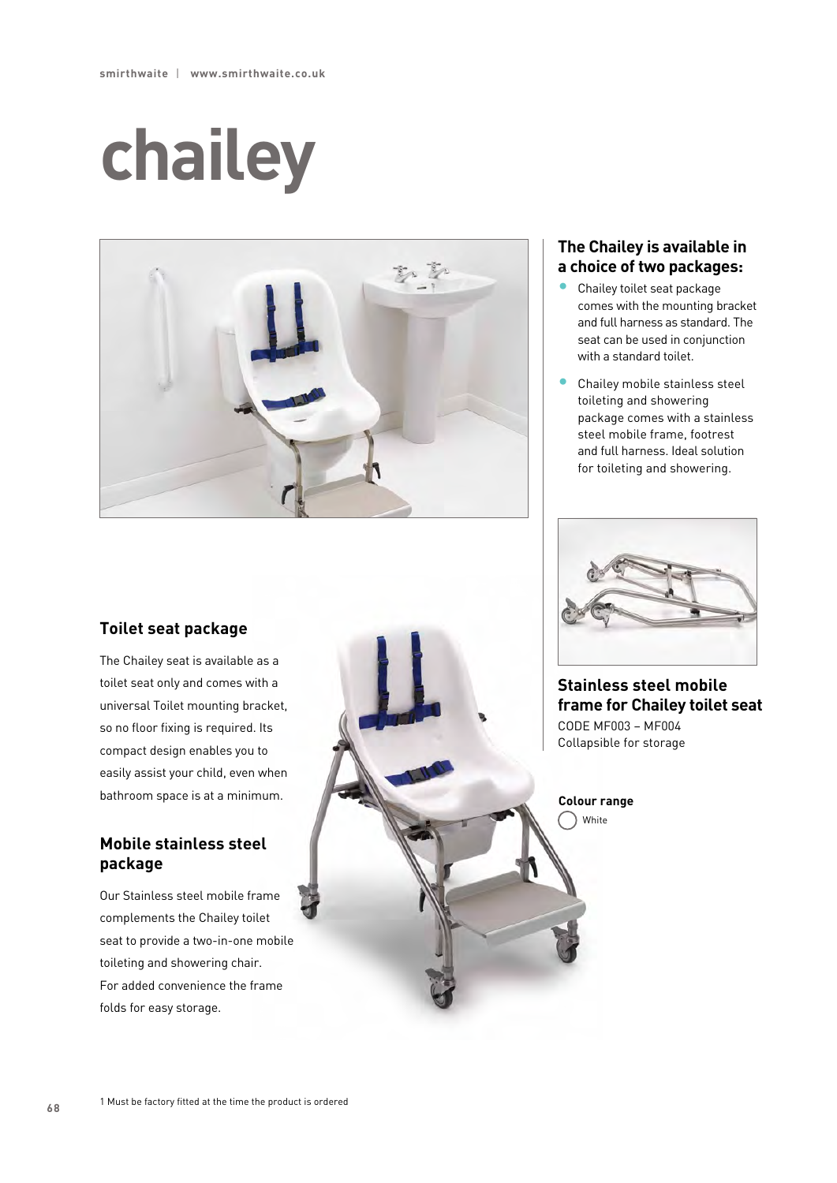# chailey

## The Chailey is available in a choice of two packages:

- Chailey toilet seat package comes with the mounting bracket and full harness as standard. The seat can be used in conjunction with a standard toilet.
- Chailey mobile stainless steel toileting and showering package comes with a stainless steel mobile frame, footrest and full harness. Ideal solution for toileting and showering.

## Toilet seat package

The Chailey seat is available as a toilet seat only and comes with a universal Toilet mounting bracket, so no floor fixing is required. Its compact design enables you to easily assist your child, even when bathroom space is at a minimum.

## Mobile stainless steel package

Our Stainless steel mobile frame complements the Chailey toilet seat to provide a two-in-one mobile toileting and showering chair. For added convenience the frame folds for easy storage.

## Stainless steel mobile frame for Chailey toilet seat

CODE MF003 – MF004
Collapsible for storage

**Colour range**

White

1 Must be factory fitted at the time the product is ordered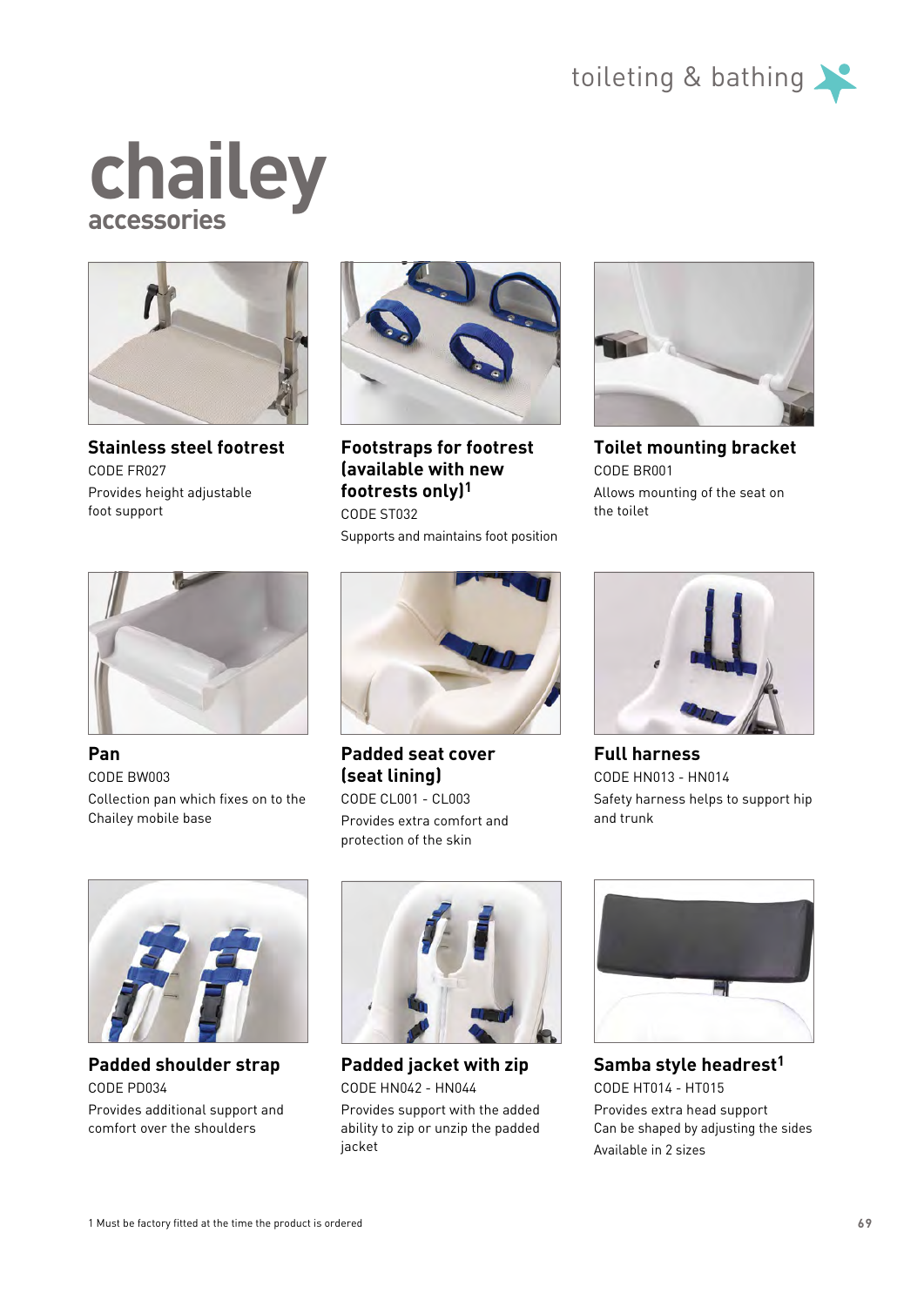# chailey
## accessories

### Stainless steel footrest
CODE FR027

Provides height adjustable foot support

### Footstraps for footrest (available with new footrests only)[1]
CODE ST032

Supports and maintains foot position

### Toilet mounting bracket
CODE BR001

Allows mounting of the seat on the toilet

### Pan
CODE BW003

Collection pan which fixes on to the Chailey mobile base

### Padded seat cover (seat lining)
CODE CL001 - CL003

Provides extra comfort and protection of the skin

### Full harness
CODE HN013 - HN014

Safety harness helps to support hip and trunk

### Padded shoulder strap
CODE PD034

Provides additional support and comfort over the shoulders

### Padded jacket with zip
CODE HN042 - HN044

Provides support with the added ability to zip or unzip the padded jacket

### Samba style headrest[1]
CODE HT014 - HT015

Provides extra head support
Can be shaped by adjusting the sides
Available in 2 sizes

1 Must be factory fitted at the time the product is ordered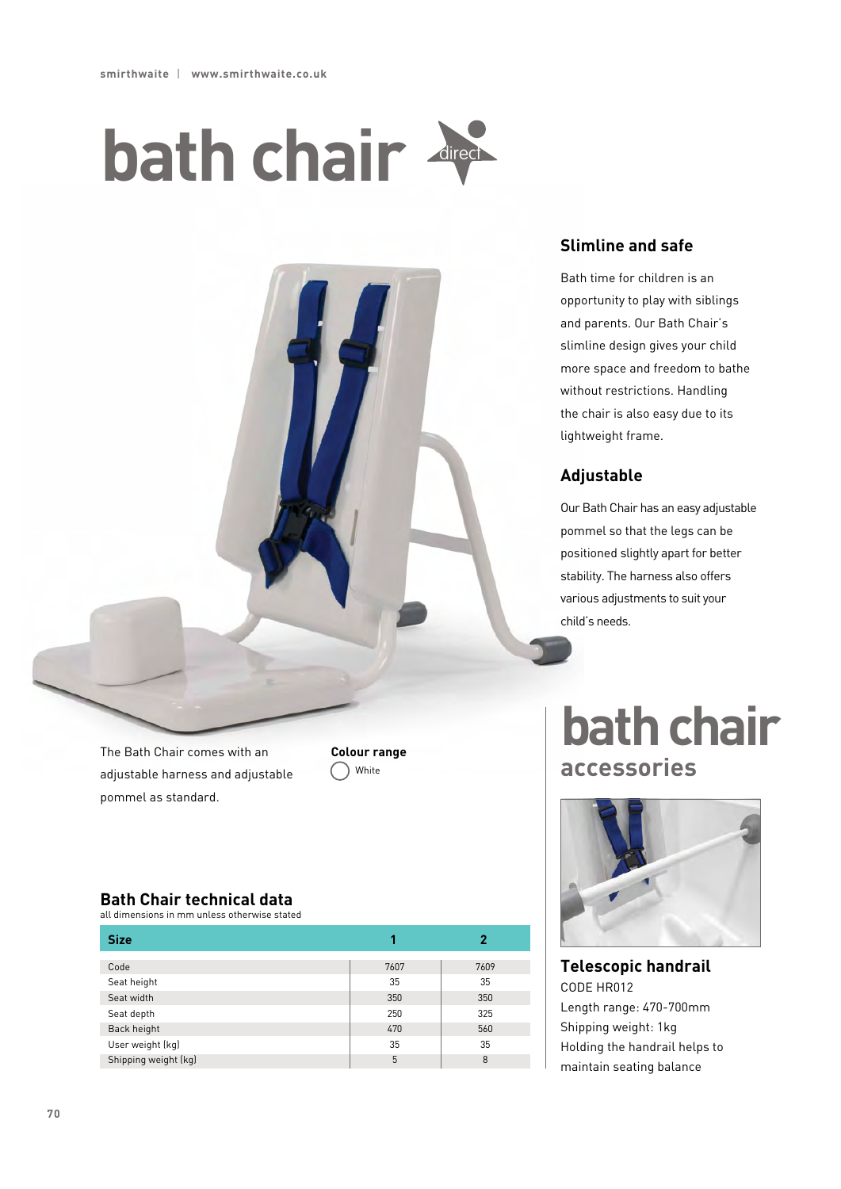# bath chair

## Slimline and safe

Bath time for children is an opportunity to play with siblings and parents. Our Bath Chair's slimline design gives your child more space and freedom to bathe without restrictions. Handling the chair is also easy due to its lightweight frame.

## Adjustable

Our Bath Chair has an easy adjustable pommel so that the legs can be positioned slightly apart for better stability. The harness also offers various adjustments to suit your child's needs.

The Bath Chair comes with an adjustable harness and adjustable pommel as standard.

**Colour range**

White

## Bath Chair technical data

all dimensions in mm unless otherwise stated

| Size | 1 | 2 |
|---|---|---|
| Code | 7607 | 7609 |
| Seat height | 35 | 35 |
| Seat width | 350 | 350 |
| Seat depth | 250 | 325 |
| Back height | 470 | 560 |
| User weight (kg) | 35 | 35 |
| Shipping weight (kg) | 5 | 8 |

# bath chair accessories

### Telescopic handrail

CODE HR012
Length range: 470-700mm
Shipping weight: 1kg
Holding the handrail helps to maintain seating balance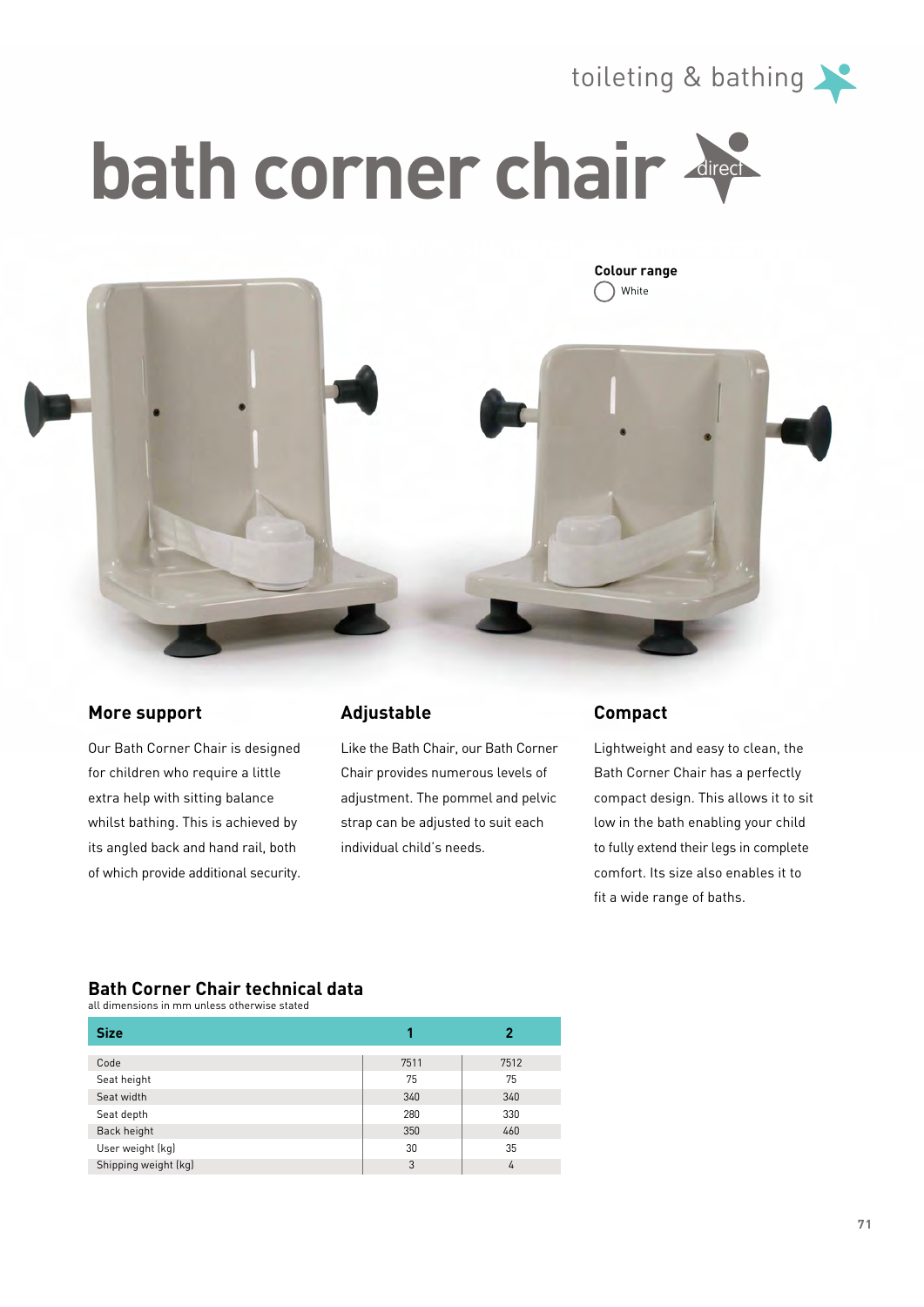toileting & bathing

# bath corner chair

**Colour range**

White

## More support

Our Bath Corner Chair is designed for children who require a little extra help with sitting balance whilst bathing. This is achieved by its angled back and hand rail, both of which provide additional security.

## Adjustable

Like the Bath Chair, our Bath Corner Chair provides numerous levels of adjustment. The pommel and pelvic strap can be adjusted to suit each individual child's needs.

## Compact

Lightweight and easy to clean, the Bath Corner Chair has a perfectly compact design. This allows it to sit low in the bath enabling your child to fully extend their legs in complete comfort. Its size also enables it to fit a wide range of baths.

## Bath Corner Chair technical data

all dimensions in mm unless otherwise stated

| Size | 1 | 2 |
|---|---|---|
| Code | 7511 | 7512 |
| Seat height | 75 | 75 |
| Seat width | 340 | 340 |
| Seat depth | 280 | 330 |
| Back height | 350 | 460 |
| User weight (kg) | 30 | 35 |
| Shipping weight (kg) | 3 | 4 |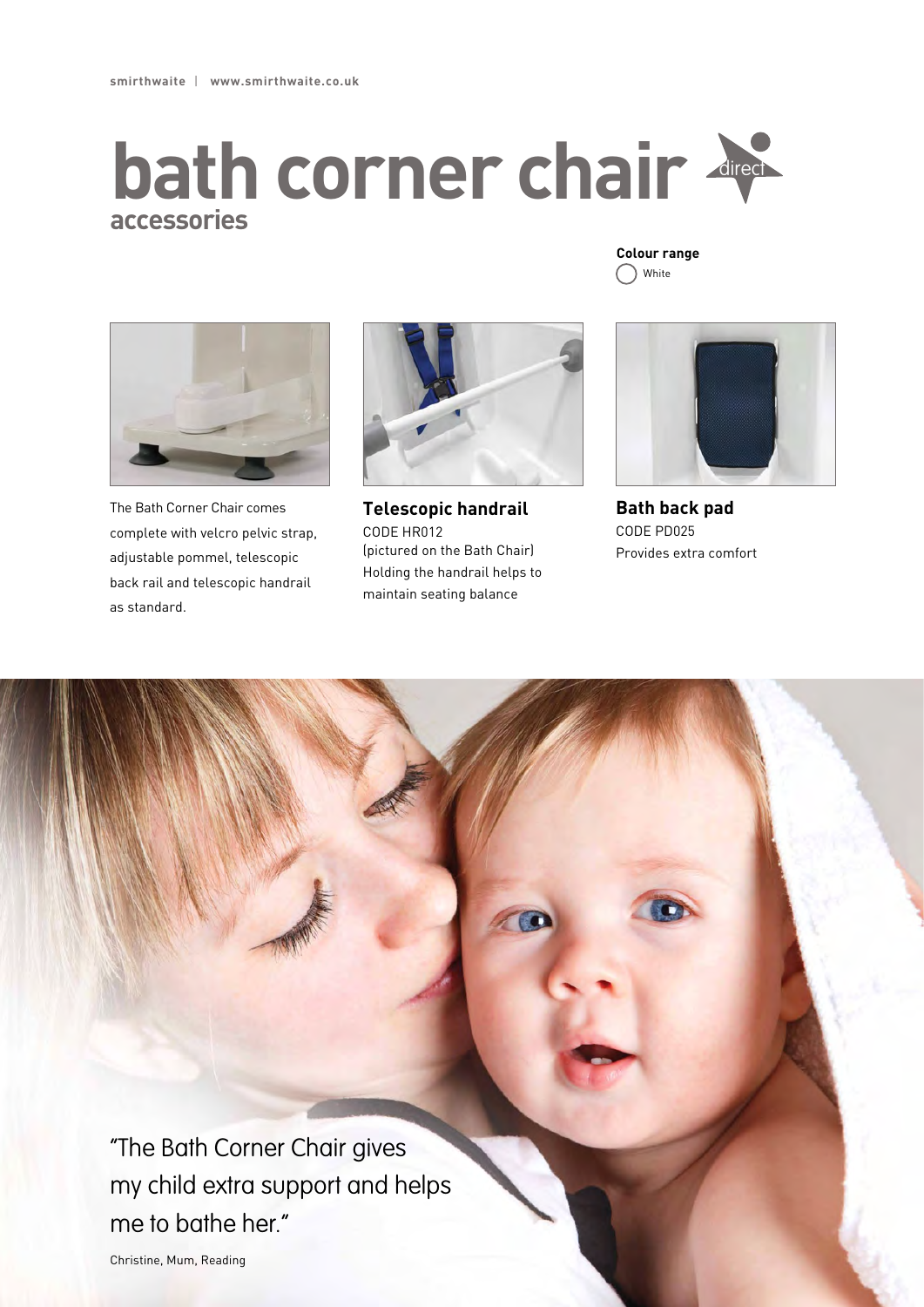# bath corner chair

## accessories

**Colour range**

White

The Bath Corner Chair comes complete with velcro pelvic strap, adjustable pommel, telescopic back rail and telescopic handrail as standard.

### Telescopic handrail

CODE HR012
(pictured on the Bath Chair)
Holding the handrail helps to maintain seating balance

### Bath back pad

CODE PD025
Provides extra comfort

"The Bath Corner Chair gives my child extra support and helps me to bathe her."

Christine, Mum, Reading